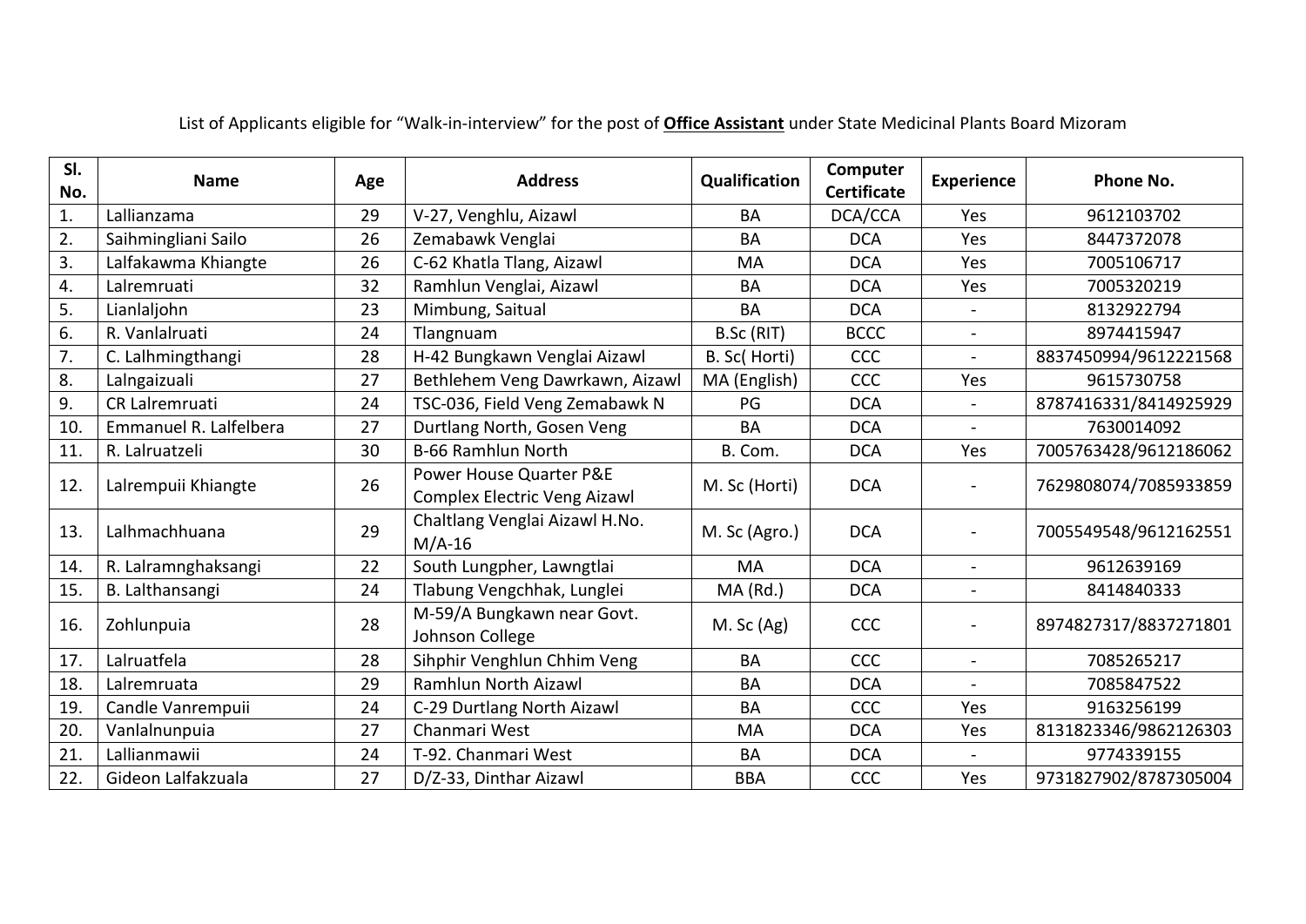List of Applicants eligible for "Walk-in-interview" for the post of **Office Assistant** under State Medicinal Plants Board Mizoram

| Sl. No. | Name | Age | Address | Qualification | Computer Certificate | Experience | Phone No. |
|---|---|---|---|---|---|---|---|
| 1. | Lallianzama | 29 | V-27, Venghlu, Aizawl | BA | DCA/CCA | Yes | 9612103702 |
| 2. | Saihmingliani Sailo | 26 | Zemabawk Venglai | BA | DCA | Yes | 8447372078 |
| 3. | Lalfakawma Khiangte | 26 | C-62 Khatla Tlang, Aizawl | MA | DCA | Yes | 7005106717 |
| 4. | Lalremruati | 32 | Ramhlun Venglai, Aizawl | BA | DCA | Yes | 7005320219 |
| 5. | Lianlaljohn | 23 | Mimbung, Saitual | BA | DCA | - | 8132922794 |
| 6. | R. Vanlalruati | 24 | Tlangnuam | B.Sc (RIT) | BCCC | - | 8974415947 |
| 7. | C. Lalhmingthangi | 28 | H-42 Bungkawn Venglai Aizawl | B. Sc( Horti) | CCC | - | 8837450994/9612221568 |
| 8. | Lalngaizuali | 27 | Bethlehem Veng Dawrkawn, Aizawl | MA (English) | CCC | Yes | 9615730758 |
| 9. | CR Lalremruati | 24 | TSC-036, Field Veng Zemabawk N | PG | DCA | - | 8787416331/8414925929 |
| 10. | Emmanuel R. Lalfelbera | 27 | Durtlang North, Gosen Veng | BA | DCA | - | 7630014092 |
| 11. | R. Lalruatzeli | 30 | B-66 Ramhlun North | B. Com. | DCA | Yes | 7005763428/9612186062 |
| 12. | Lalrempuii Khiangte | 26 | Power House Quarter P&E Complex Electric Veng Aizawl | M. Sc (Horti) | DCA | - | 7629808074/7085933859 |
| 13. | Lalhmachhuana | 29 | Chaltlang Venglai Aizawl H.No. M/A-16 | M. Sc (Agro.) | DCA | - | 7005549548/9612162551 |
| 14. | R. Lalramnghaksangi | 22 | South Lungpher, Lawngtlai | MA | DCA | - | 9612639169 |
| 15. | B. Lalthansangi | 24 | Tlabung Vengchhak, Lunglei | MA (Rd.) | DCA | - | 8414840333 |
| 16. | Zohlunpuia | 28 | M-59/A Bungkawn near Govt. Johnson College | M. Sc (Ag) | CCC | - | 8974827317/8837271801 |
| 17. | Lalruatfela | 28 | Sihphir Venghlun Chhim Veng | BA | CCC | - | 7085265217 |
| 18. | Lalremruata | 29 | Ramhlun North Aizawl | BA | DCA | - | 7085847522 |
| 19. | Candle Vanrempuii | 24 | C-29 Durtlang North Aizawl | BA | CCC | Yes | 9163256199 |
| 20. | Vanlalnunpuia | 27 | Chanmari West | MA | DCA | Yes | 8131823346/9862126303 |
| 21. | Lallianmawii | 24 | T-92. Chanmari West | BA | DCA | - | 9774339155 |
| 22. | Gideon Lalfakzuala | 27 | D/Z-33, Dinthar Aizawl | BBA | CCC | Yes | 9731827902/8787305004 |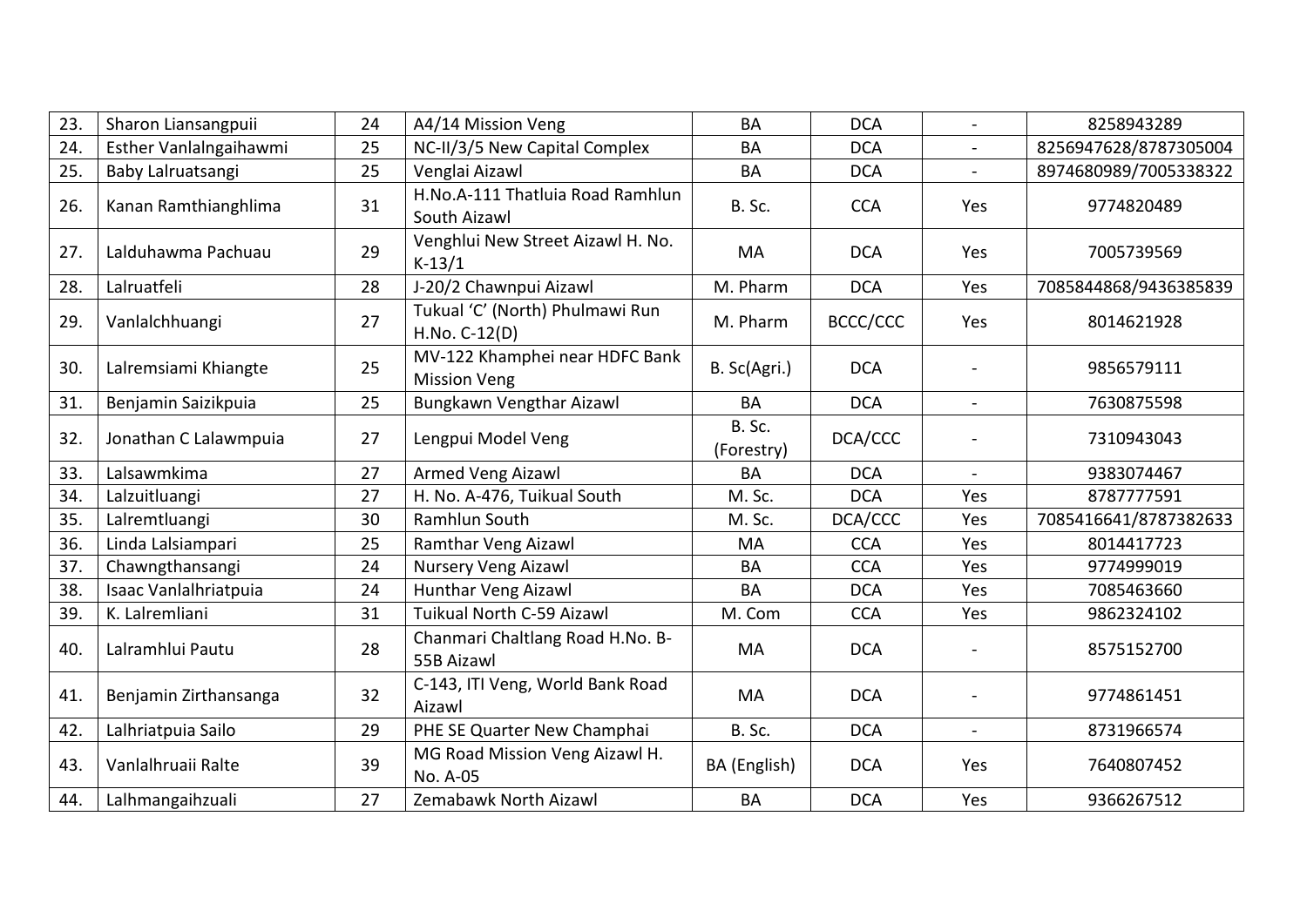| | | | | | | | |
|---|---|---|---|---|---|---|---|
| 23. | Sharon Liansangpuii | 24 | A4/14 Mission Veng | BA | DCA | - | 8258943289 |
| 24. | Esther Vanlalngaihawmi | 25 | NC-II/3/5 New Capital Complex | BA | DCA | - | 8256947628/8787305004 |
| 25. | Baby Lalruatsangi | 25 | Venglai Aizawl | BA | DCA | - | 8974680989/7005338322 |
| 26. | Kanan Ramthianghlima | 31 | H.No.A-111 Thatluia Road Ramhlun South Aizawl | B. Sc. | CCA | Yes | 9774820489 |
| 27. | Lalduhawma Pachuau | 29 | Venghlui New Street Aizawl H. No. K-13/1 | MA | DCA | Yes | 7005739569 |
| 28. | Lalruatfeli | 28 | J-20/2 Chawnpui Aizawl | M. Pharm | DCA | Yes | 7085844868/9436385839 |
| 29. | Vanlalchhuangi | 27 | Tukual 'C' (North) Phulmawi Run H.No. C-12(D) | M. Pharm | BCCC/CCC | Yes | 8014621928 |
| 30. | Lalremsiami Khiangte | 25 | MV-122 Khamphei near HDFC Bank Mission Veng | B. Sc(Agri.) | DCA | - | 9856579111 |
| 31. | Benjamin Saizikpuia | 25 | Bungkawn Vengthar Aizawl | BA | DCA | - | 7630875598 |
| 32. | Jonathan C Lalawmpuia | 27 | Lengpui Model Veng | B. Sc. (Forestry) | DCA/CCC | - | 7310943043 |
| 33. | Lalsawmkima | 27 | Armed Veng Aizawl | BA | DCA | - | 9383074467 |
| 34. | Lalzuitluangi | 27 | H. No. A-476, Tuikual South | M. Sc. | DCA | Yes | 8787777591 |
| 35. | Lalremtluangi | 30 | Ramhlun South | M. Sc. | DCA/CCC | Yes | 7085416641/8787382633 |
| 36. | Linda Lalsiampari | 25 | Ramthar Veng Aizawl | MA | CCA | Yes | 8014417723 |
| 37. | Chawngthansangi | 24 | Nursery Veng Aizawl | BA | CCA | Yes | 9774999019 |
| 38. | Isaac Vanlalhriatpuia | 24 | Hunthar Veng Aizawl | BA | DCA | Yes | 7085463660 |
| 39. | K. Lalremliani | 31 | Tuikual North C-59 Aizawl | M. Com | CCA | Yes | 9862324102 |
| 40. | Lalramhlui Pautu | 28 | Chanmari Chaltlang Road H.No. B-55B Aizawl | MA | DCA | - | 8575152700 |
| 41. | Benjamin Zirthansanga | 32 | C-143, ITI Veng, World Bank Road Aizawl | MA | DCA | - | 9774861451 |
| 42. | Lalhriatpuia Sailo | 29 | PHE SE Quarter New Champhai | B. Sc. | DCA | - | 8731966574 |
| 43. | Vanlalhruaii Ralte | 39 | MG Road Mission Veng Aizawl H. No. A-05 | BA (English) | DCA | Yes | 7640807452 |
| 44. | Lalhmangaihzuali | 27 | Zemabawk North Aizawl | BA | DCA | Yes | 9366267512 |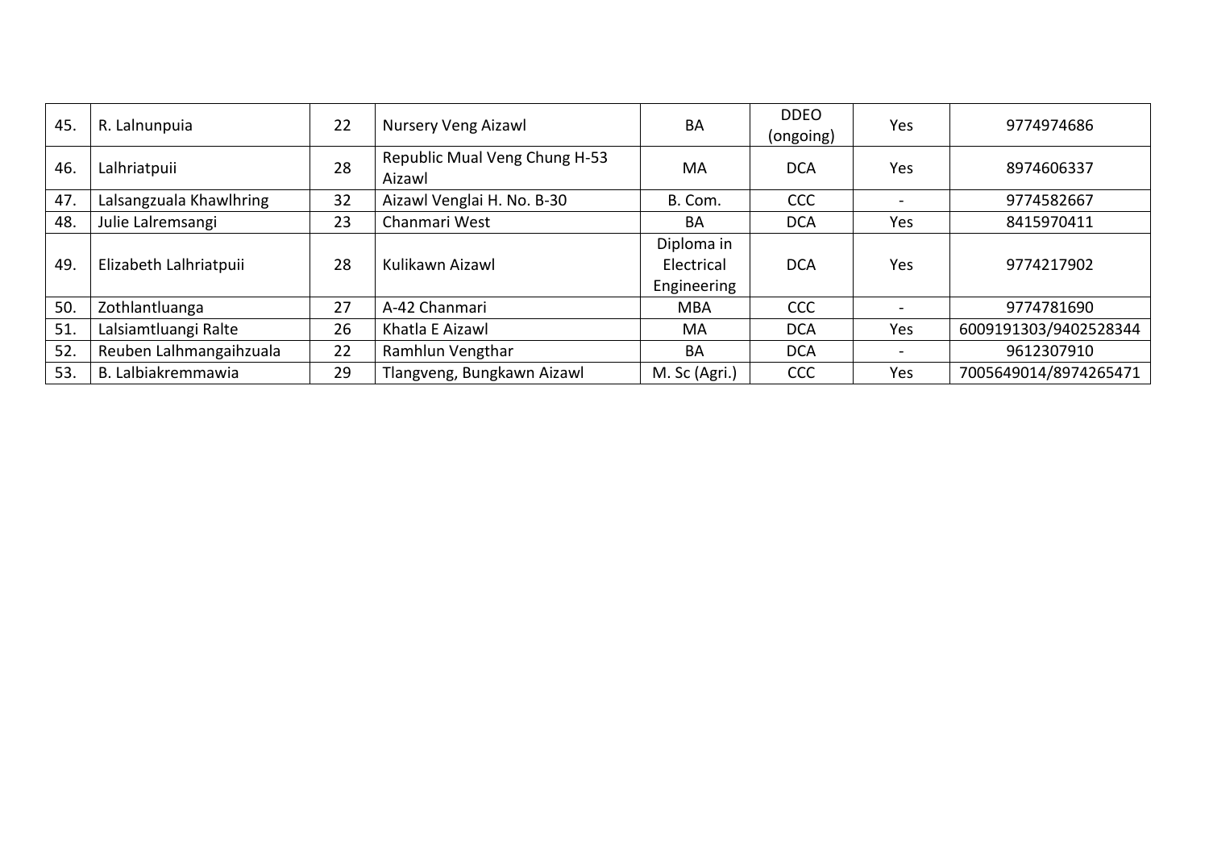| | | | | | | | |
|---|---|---|---|---|---|---|---|
| 45. | R. Lalnunpuia | 22 | Nursery Veng Aizawl | BA | DDEO (ongoing) | Yes | 9774974686 |
| 46. | Lalhriatpuii | 28 | Republic Mual Veng Chung H-53 Aizawl | MA | DCA | Yes | 8974606337 |
| 47. | Lalsangzuala Khawlhring | 32 | Aizawl Venglai H. No. B-30 | B. Com. | CCC | - | 9774582667 |
| 48. | Julie Lalremsangi | 23 | Chanmari West | BA | DCA | Yes | 8415970411 |
| 49. | Elizabeth Lalhriatpuii | 28 | Kulikawn Aizawl | Diploma in Electrical Engineering | DCA | Yes | 9774217902 |
| 50. | Zothlantluanga | 27 | A-42 Chanmari | MBA | CCC | - | 9774781690 |
| 51. | Lalsiamtluangi Ralte | 26 | Khatla E Aizawl | MA | DCA | Yes | 6009191303/9402528344 |
| 52. | Reuben Lalhmangaihzuala | 22 | Ramhlun Vengthar | BA | DCA | - | 9612307910 |
| 53. | B. Lalbiakremmawia | 29 | Tlangveng, Bungkawn Aizawl | M. Sc (Agri.) | CCC | Yes | 7005649014/8974265471 |